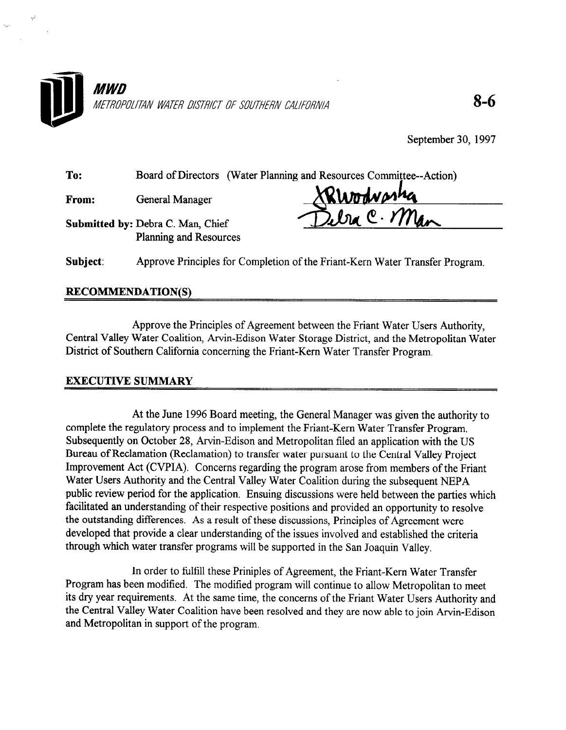**MWD**

*METROPOLITAN WATER DISTRICT OF SOUTHERN CALIFORNIA*

**8-6**

September 30, 1997

**To:** Board of Directors (Water Planning and Resources Committee--Action)

**From:** General Manager

**Submitted by:** Debra C. Man, Chief
Planning and Resources

**Subject:** Approve Principles for Completion of the Friant-Kern Water Transfer Program.

## RECOMMENDATION(S)

Approve the Principles of Agreement between the Friant Water Users Authority, Central Valley Water Coalition, Arvin-Edison Water Storage District, and the Metropolitan Water District of Southern California concerning the Friant-Kern Water Transfer Program.

## EXECUTIVE SUMMARY

At the June 1996 Board meeting, the General Manager was given the authority to complete the regulatory process and to implement the Friant-Kern Water Transfer Program. Subsequently on October 28, Arvin-Edison and Metropolitan filed an application with the US Bureau of Reclamation (Reclamation) to transfer water pursuant to the Central Valley Project Improvement Act (CVPIA). Concerns regarding the program arose from members of the Friant Water Users Authority and the Central Valley Water Coalition during the subsequent NEPA public review period for the application. Ensuing discussions were held between the parties which facilitated an understanding of their respective positions and provided an opportunity to resolve the outstanding differences. As a result of these discussions, Principles of Agreement were developed that provide a clear understanding of the issues involved and established the criteria through which water transfer programs will be supported in the San Joaquin Valley.

In order to fulfill these Priniples of Agreement, the Friant-Kern Water Transfer Program has been modified. The modified program will continue to allow Metropolitan to meet its dry year requirements. At the same time, the concerns of the Friant Water Users Authority and the Central Valley Water Coalition have been resolved and they are now able to join Arvin-Edison and Metropolitan in support of the program.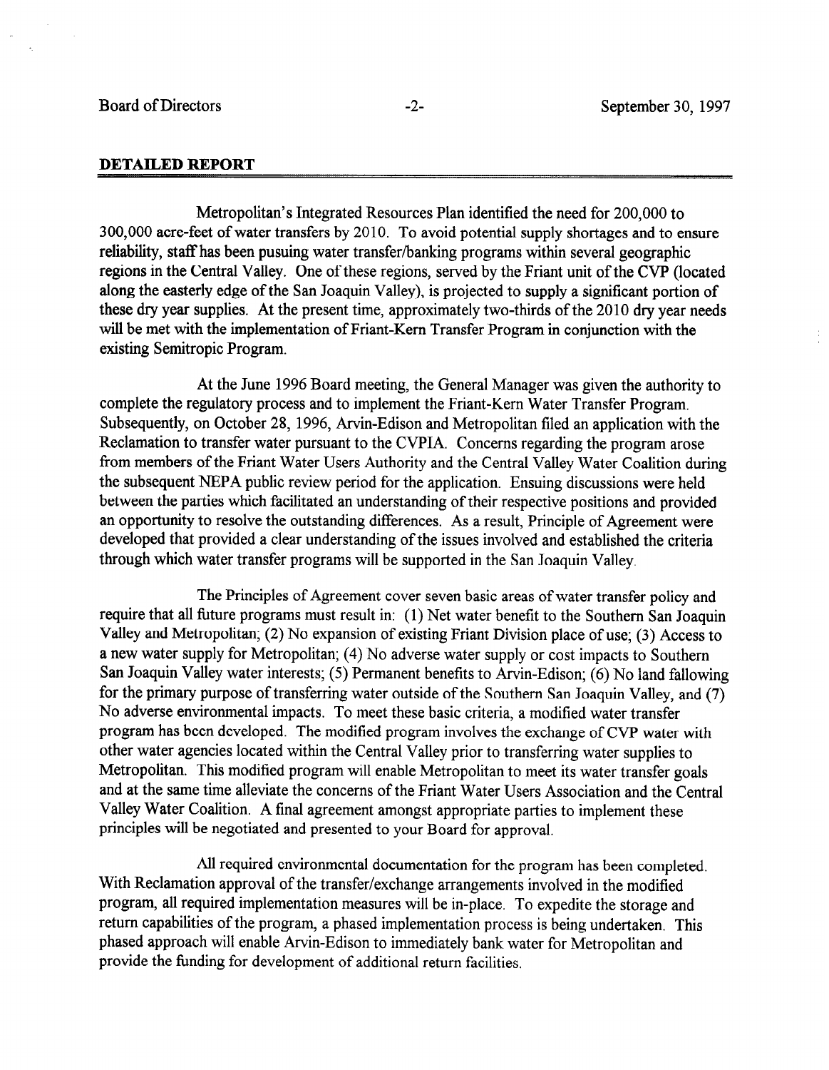## DETAILED REPORT

Metropolitan's Integrated Resources Plan identified the need for 200,000 to 300,000 acre-feet of water transfers by 2010. To avoid potential supply shortages and to ensure reliability, staff has been pusuing water transfer/banking programs within several geographic regions in the Central Valley. One of these regions, served by the Friant unit of the CVP (located along the easterly edge of the San Joaquin Valley), is projected to supply a significant portion of these dry year supplies. At the present time, approximately two-thirds of the 2010 dry year needs will be met with the implementation of Friant-Kern Transfer Program in conjunction with the existing Semitropic Program.

At the June 1996 Board meeting, the General Manager was given the authority to complete the regulatory process and to implement the Friant-Kern Water Transfer Program. Subsequently, on October 28, 1996, Arvin-Edison and Metropolitan filed an application with the Reclamation to transfer water pursuant to the CVPIA. Concerns regarding the program arose from members of the Friant Water Users Authority and the Central Valley Water Coalition during the subsequent NEPA public review period for the application. Ensuing discussions were held between the parties which facilitated an understanding of their respective positions and provided an opportunity to resolve the outstanding differences. As a result, Principle of Agreement were developed that provided a clear understanding of the issues involved and established the criteria through which water transfer programs will be supported in the San Joaquin Valley.

The Principles of Agreement cover seven basic areas of water transfer policy and require that all future programs must result in: (1) Net water benefit to the Southern San Joaquin Valley and Metropolitan; (2) No expansion of existing Friant Division place of use; (3) Access to a new water supply for Metropolitan; (4) No adverse water supply or cost impacts to Southern San Joaquin Valley water interests; (5) Permanent benefits to Arvin-Edison; (6) No land fallowing for the primary purpose of transferring water outside of the Southern San Joaquin Valley, and (7) No adverse environmental impacts. To meet these basic criteria, a modified water transfer program has been developed. The modified program involves the exchange of CVP water with other water agencies located within the Central Valley prior to transferring water supplies to Metropolitan. This modified program will enable Metropolitan to meet its water transfer goals and at the same time alleviate the concerns of the Friant Water Users Association and the Central Valley Water Coalition. A final agreement amongst appropriate parties to implement these principles will be negotiated and presented to your Board for approval.

All required environmental documentation for the program has been completed. With Reclamation approval of the transfer/exchange arrangements involved in the modified program, all required implementation measures will be in-place. To expedite the storage and return capabilities of the program, a phased implementation process is being undertaken. This phased approach will enable Arvin-Edison to immediately bank water for Metropolitan and provide the funding for development of additional return facilities.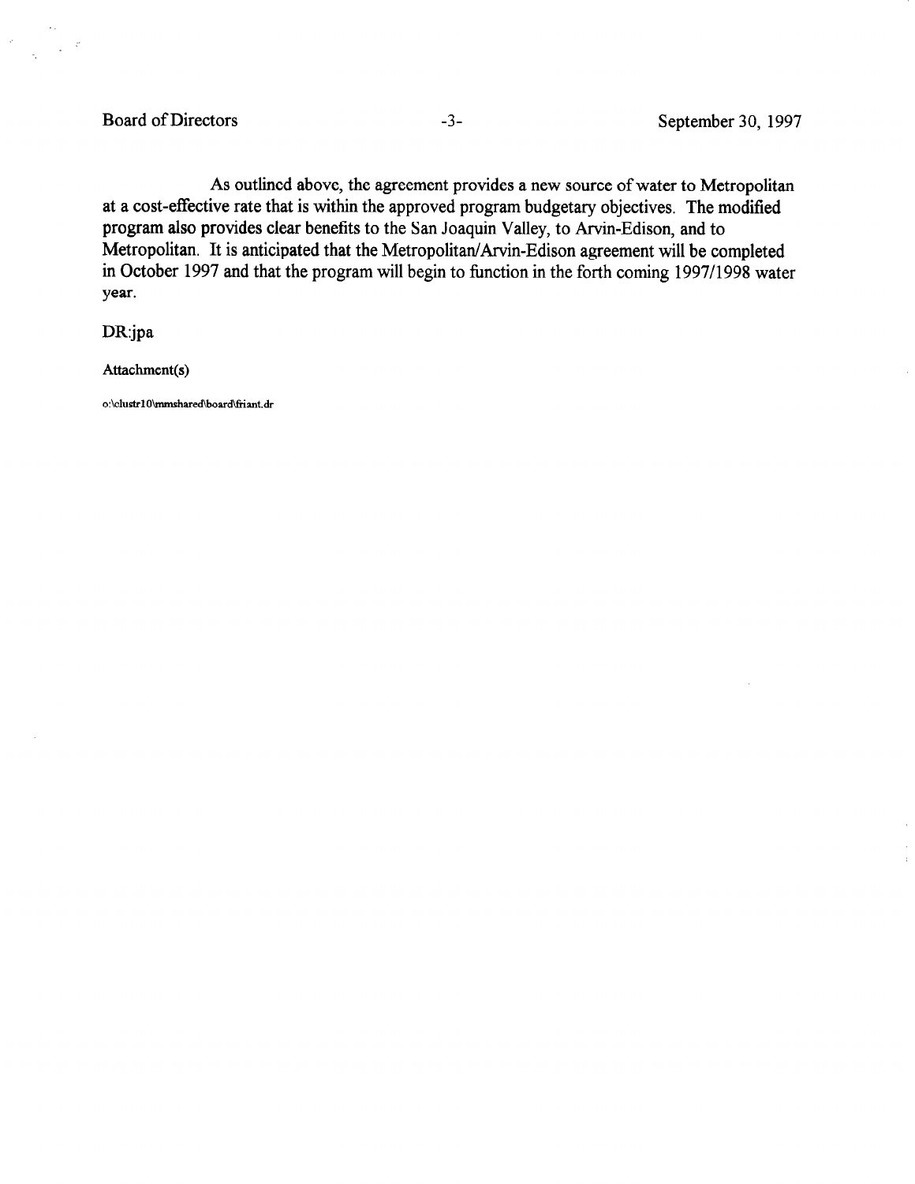As outlined above, the agreement provides a new source of water to Metropolitan at a cost-effective rate that is within the approved program budgetary objectives. The modified program also provides clear benefits to the San Joaquin Valley, to Arvin-Edison, and to Metropolitan. It is anticipated that the Metropolitan/Arvin-Edison agreement will be completed in October 1997 and that the program will begin to function in the forth coming 1997/1998 water year.

DR:jpa

Attachment(s)

o:\clustr10\mmshared\board\friant.dr